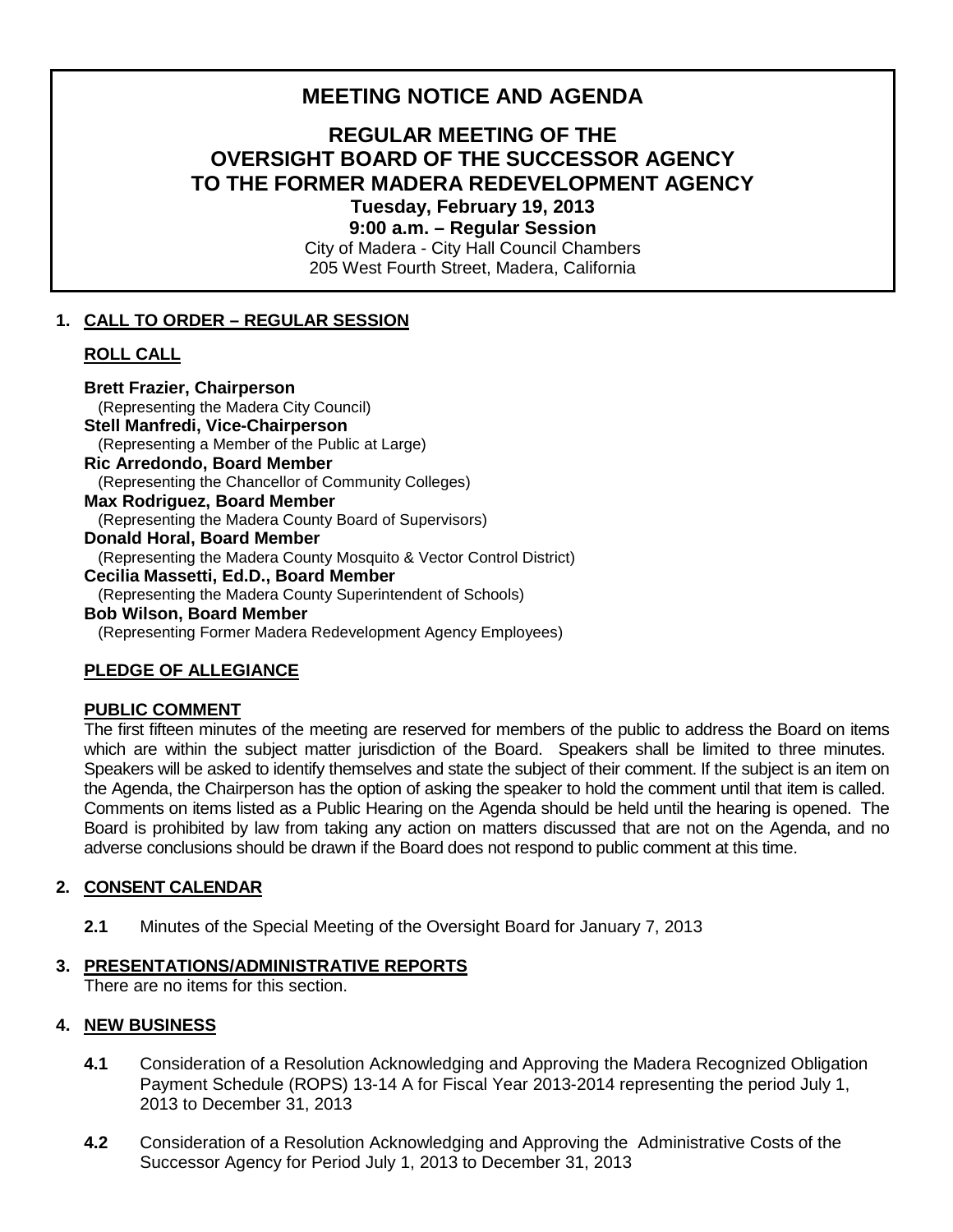# MEETING NOTICE AND AGENDA

## REGULAR MEETING OF THE OVERSIGHT BOARD OF THE SUCCESSOR AGENCY TO THE FORMER MADERA REDEVELOPMENT AGENCY

**Tuesday, February 19, 2013**

**9:00 a.m. – Regular Session**

City of Madera - City Hall Council Chambers
205 West Fourth Street, Madera, California

### 1. CALL TO ORDER – REGULAR SESSION

**ROLL CALL**

**Brett Frazier, Chairperson**
(Representing the Madera City Council)
**Stell Manfredi, Vice-Chairperson**
(Representing a Member of the Public at Large)
**Ric Arredondo, Board Member**
(Representing the Chancellor of Community Colleges)
**Max Rodriguez, Board Member**
(Representing the Madera County Board of Supervisors)
**Donald Horal, Board Member**
(Representing the Madera County Mosquito & Vector Control District)
**Cecilia Massetti, Ed.D., Board Member**
(Representing the Madera County Superintendent of Schools)
**Bob Wilson, Board Member**
(Representing Former Madera Redevelopment Agency Employees)

**PLEDGE OF ALLEGIANCE**

**PUBLIC COMMENT**

The first fifteen minutes of the meeting are reserved for members of the public to address the Board on items which are within the subject matter jurisdiction of the Board. Speakers shall be limited to three minutes. Speakers will be asked to identify themselves and state the subject of their comment. If the subject is an item on the Agenda, the Chairperson has the option of asking the speaker to hold the comment until that item is called. Comments on items listed as a Public Hearing on the Agenda should be held until the hearing is opened. The Board is prohibited by law from taking any action on matters discussed that are not on the Agenda, and no adverse conclusions should be drawn if the Board does not respond to public comment at this time.

### 2. CONSENT CALENDAR

**2.1** Minutes of the Special Meeting of the Oversight Board for January 7, 2013

### 3. PRESENTATIONS/ADMINISTRATIVE REPORTS

There are no items for this section.

### 4. NEW BUSINESS

**4.1** Consideration of a Resolution Acknowledging and Approving the Madera Recognized Obligation Payment Schedule (ROPS) 13-14 A for Fiscal Year 2013-2014 representing the period July 1, 2013 to December 31, 2013

**4.2** Consideration of a Resolution Acknowledging and Approving the Administrative Costs of the Successor Agency for Period July 1, 2013 to December 31, 2013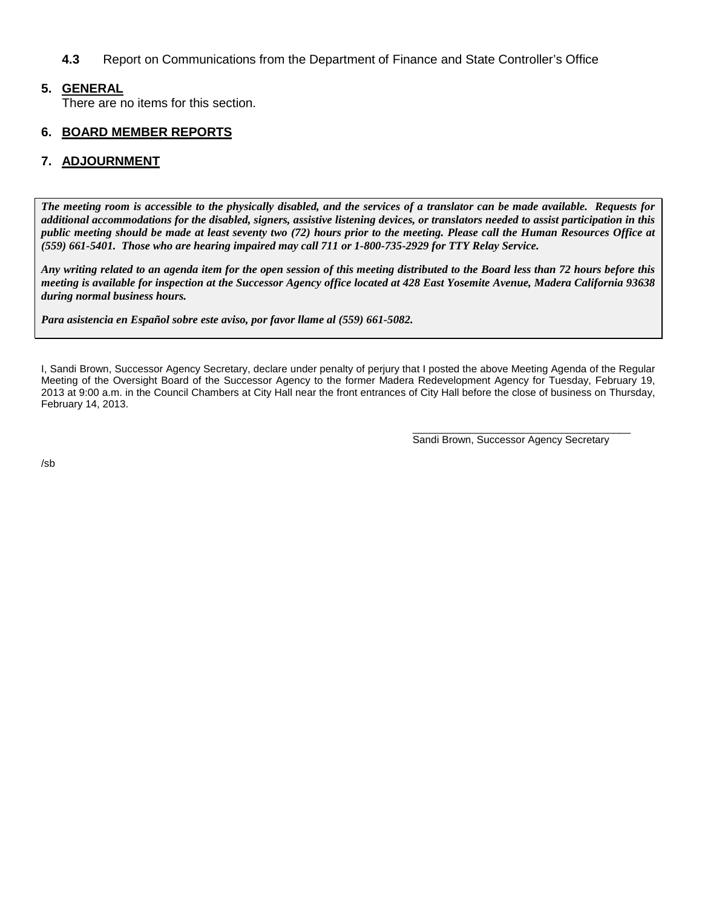**4.3** Report on Communications from the Department of Finance and State Controller's Office

## 5. GENERAL

There are no items for this section.

## 6. BOARD MEMBER REPORTS

## 7. ADJOURNMENT

***The meeting room is accessible to the physically disabled, and the services of a translator can be made available. Requests for additional accommodations for the disabled, signers, assistive listening devices, or translators needed to assist participation in this public meeting should be made at least seventy two (72) hours prior to the meeting. Please call the Human Resources Office at (559) 661-5401. Those who are hearing impaired may call 711 or 1-800-735-2929 for TTY Relay Service.***

***Any writing related to an agenda item for the open session of this meeting distributed to the Board less than 72 hours before this meeting is available for inspection at the Successor Agency office located at 428 East Yosemite Avenue, Madera California 93638 during normal business hours.***

***Para asistencia en Español sobre este aviso, por favor llame al (559) 661-5082.***

I, Sandi Brown, Successor Agency Secretary, declare under penalty of perjury that I posted the above Meeting Agenda of the Regular Meeting of the Oversight Board of the Successor Agency to the former Madera Redevelopment Agency for Tuesday, February 19, 2013 at 9:00 a.m. in the Council Chambers at City Hall near the front entrances of City Hall before the close of business on Thursday, February 14, 2013.

______________________________________
Sandi Brown, Successor Agency Secretary

/sb